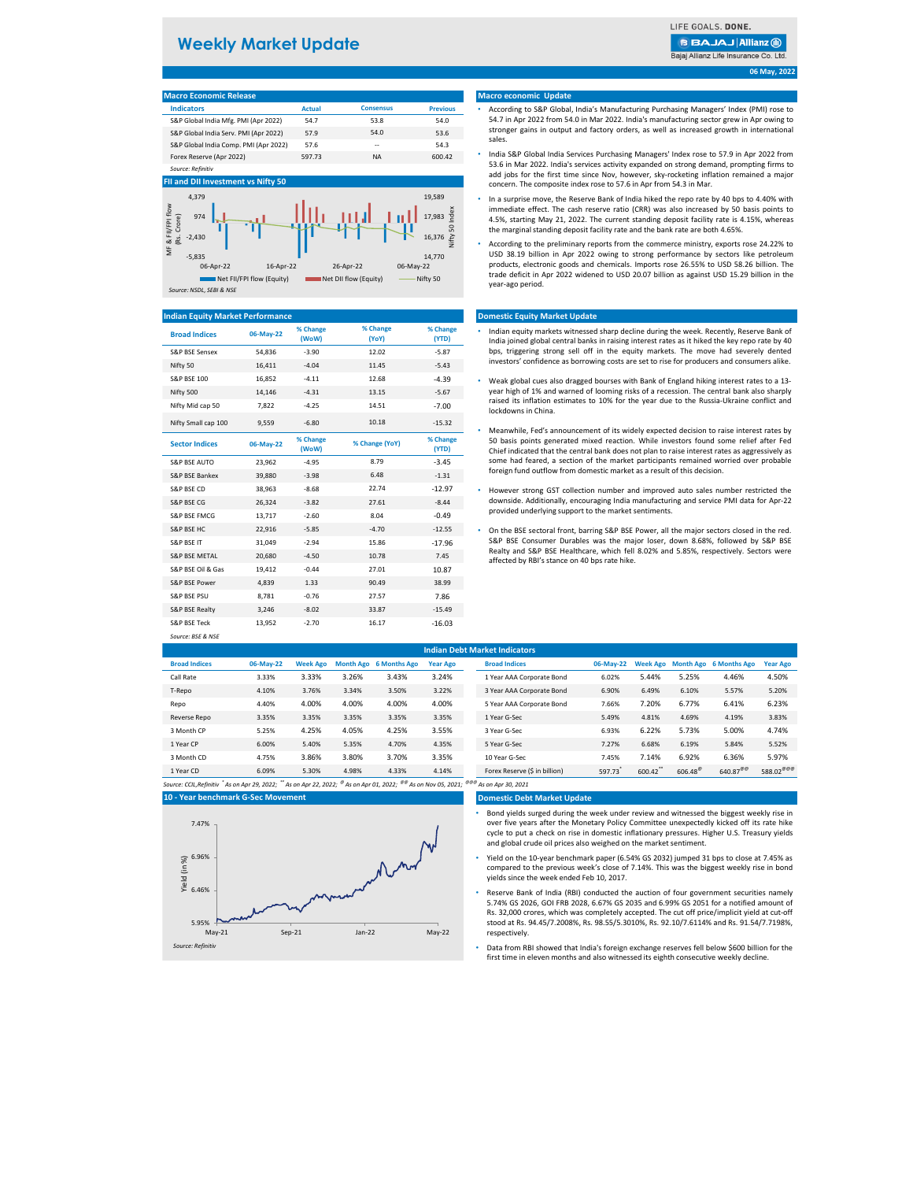# Weekly Market Update

LIFE GOALS. DONE.
Bajaj Allianz Life Insurance Co. Ltd.

06 May, 2022

## Macro Economic Release

| Indicators | Actual | Consensus | Previous |
|---|---|---|---|
| S&P Global India Mfg. PMI (Apr 2022) | 54.7 | 53.8 | 54.0 |
| S&P Global India Serv. PMI (Apr 2022) | 57.9 | 54.0 | 53.6 |
| S&P Global India Comp. PMI (Apr 2022) | 57.6 | -- | 54.3 |
| Forex Reserve (Apr 2022) | 597.73 | NA | 600.42 |

*Source: Refinitiv*

## FII and DII Investment vs Nifty 50

*Source: NSDL, SEBI & NSE*

## Macro economic Update

- According to S&P Global, India's Manufacturing Purchasing Managers' Index (PMI) rose to 54.7 in Apr 2022 from 54.0 in Mar 2022. India's manufacturing sector grew in Apr owing to stronger gains in output and factory orders, as well as increased growth in international sales.
- India S&P Global India Services Purchasing Managers' Index rose to 57.9 in Apr 2022 from 53.6 in Mar 2022. India's services activity expanded on strong demand, prompting firms to add jobs for the first time since Nov, however, sky-rocketing inflation remained a major concern. The composite index rose to 57.6 in Apr from 54.3 in Mar.
- In a surprise move, the Reserve Bank of India hiked the repo rate by 40 bps to 4.40% with immediate effect. The cash reserve ratio (CRR) was also increased by 50 basis points to 4.5%, starting May 21, 2022. The current standing deposit facility rate is 4.15%, whereas the marginal standing deposit facility rate and the bank rate are both 4.65%.
- According to the preliminary reports from the commerce ministry, exports rose 24.22% to USD 38.19 billion in Apr 2022 owing to strong performance by sectors like petroleum products, electronic goods and chemicals. Imports rose 26.55% to USD 58.26 billion. The trade deficit in Apr 2022 widened to USD 20.07 billion as against USD 15.29 billion in the year-ago period.

## Indian Equity Market Performance

| Broad Indices | 06-May-22 | % Change (WoW) | % Change (YoY) | % Change (YTD) |
|---|---|---|---|---|
| S&P BSE Sensex | 54,836 | -3.90 | 12.02 | -5.87 |
| Nifty 50 | 16,411 | -4.04 | 11.45 | -5.43 |
| S&P BSE 100 | 16,852 | -4.11 | 12.68 | -4.39 |
| Nifty 500 | 14,146 | -4.31 | 13.15 | -5.67 |
| Nifty Mid cap 50 | 7,822 | -4.25 | 14.51 | -7.00 |
| Nifty Small cap 100 | 9,559 | -6.80 | 10.18 | -15.32 |

| Sector Indices | 06-May-22 | % Change (WoW) | % Change (YoY) | % Change (YTD) |
|---|---|---|---|---|
| S&P BSE AUTO | 23,962 | -4.95 | 8.79 | -3.45 |
| S&P BSE Bankex | 39,880 | -3.98 | 6.48 | -1.31 |
| S&P BSE CD | 38,963 | -8.68 | 22.74 | -12.97 |
| S&P BSE CG | 26,324 | -3.82 | 27.61 | -8.44 |
| S&P BSE FMCG | 13,717 | -2.60 | 8.04 | -0.49 |
| S&P BSE HC | 22,916 | -5.85 | -4.70 | -12.55 |
| S&P BSE IT | 31,049 | -2.94 | 15.86 | -17.96 |
| S&P BSE METAL | 20,680 | -4.50 | 10.78 | 7.45 |
| S&P BSE Oil & Gas | 19,412 | -0.44 | 27.01 | 10.87 |
| S&P BSE Power | 4,839 | 1.33 | 90.49 | 38.99 |
| S&P BSE PSU | 8,781 | -0.76 | 27.57 | 7.86 |
| S&P BSE Realty | 3,246 | -8.02 | 33.87 | -15.49 |
| S&P BSE Teck | 13,952 | -2.70 | 16.17 | -16.03 |

*Source: BSE & NSE*

## Domestic Equity Market Update

- Indian equity markets witnessed sharp decline during the week. Recently, Reserve Bank of India joined global central banks in raising interest rates as it hiked the key repo rate by 40 bps, triggering strong sell off in the equity markets. The move had severely dented investors' confidence as borrowing costs are set to rise for producers and consumers alike.
- Weak global cues also dragged bourses with Bank of England hiking interest rates to a 13-year high of 1% and warned of looming risks of a recession. The central bank also sharply raised its inflation estimates to 10% for the year due to the Russia-Ukraine conflict and lockdowns in China.
- Meanwhile, Fed's announcement of its widely expected decision to raise interest rates by 50 basis points generated mixed reaction. While investors found some relief after Fed Chief indicated that the central bank does not plan to raise interest rates as aggressively as some had feared, a section of the market participants remained worried over probable foreign fund outflow from domestic market as a result of this decision.
- However strong GST collection number and improved auto sales number restricted the downside. Additionally, encouraging India manufacturing and service PMI data for Apr-22 provided underlying support to the market sentiments.
- On the BSE sectoral front, barring S&P BSE Power, all the major sectors closed in the red. S&P BSE Consumer Durables was the major loser, down 8.68%, followed by S&P BSE Realty and S&P BSE Healthcare, which fell 8.02% and 5.85%, respectively. Sectors were affected by RBI's stance on 40 bps rate hike.

## Indian Debt Market Indicators

| Broad Indices | 06-May-22 | Week Ago | Month Ago | 6 Months Ago | Year Ago |
|---|---|---|---|---|---|
| Call Rate | 3.33% | 3.33% | 3.26% | 3.43% | 3.24% |
| T-Repo | 4.10% | 3.76% | 3.34% | 3.50% | 3.22% |
| Repo | 4.40% | 4.00% | 4.00% | 4.00% | 4.00% |
| Reverse Repo | 3.35% | 3.35% | 3.35% | 3.35% | 3.35% |
| 3 Month CP | 5.25% | 4.25% | 4.05% | 4.25% | 3.55% |
| 1 Year CP | 6.00% | 5.40% | 5.35% | 4.70% | 4.35% |
| 3 Month CD | 4.75% | 3.86% | 3.80% | 3.70% | 3.35% |
| 1 Year CD | 6.09% | 5.30% | 4.98% | 4.33% | 4.14% |

| Broad Indices | 06-May-22 | Week Ago | Month Ago | 6 Months Ago | Year Ago |
|---|---|---|---|---|---|
| 1 Year AAA Corporate Bond | 6.02% | 5.44% | 5.25% | 4.46% | 4.50% |
| 3 Year AAA Corporate Bond | 6.90% | 6.49% | 6.10% | 5.57% | 5.20% |
| 5 Year AAA Corporate Bond | 7.66% | 7.20% | 6.77% | 6.41% | 6.23% |
| 1 Year G-Sec | 5.49% | 4.81% | 4.69% | 4.19% | 3.83% |
| 3 Year G-Sec | 6.93% | 6.22% | 5.73% | 5.00% | 4.74% |
| 5 Year G-Sec | 7.27% | 6.68% | 6.19% | 5.84% | 5.52% |
| 10 Year G-Sec | 7.45% | 7.14% | 6.92% | 6.36% | 5.97% |
| Forex Reserve ($ in billion) | 597.73* | 600.42** | 606.48@ | 640.87@@ | 588.02@@@ |

*Source: CCIL,Refinitiv * As on Apr 29, 2022; ** As on Apr 22, 2022; @ As on Apr 01, 2022; @@ As on Nov 05, 2021; @@@ As on Apr 30, 2021*

## 10 - Year benchmark G-Sec Movement

*Source: Refinitiv*

## Domestic Debt Market Update

- Bond yields surged during the week under review and witnessed the biggest weekly rise in over five years after the Monetary Policy Committee unexpectedly kicked off its rate hike cycle to put a check on rise in domestic inflationary pressures. Higher U.S. Treasury yields and global crude oil prices also weighed on the market sentiment.
- Yield on the 10-year benchmark paper (6.54% GS 2032) jumped 31 bps to close at 7.45% as compared to the previous week's close of 7.14%. This was the biggest weekly rise in bond yields since the week ended Feb 10, 2017.
- Reserve Bank of India (RBI) conducted the auction of four government securities namely 5.74% GS 2026, GOI FRB 2028, 6.67% GS 2035 and 6.99% GS 2051 for a notified amount of Rs. 32,000 crores, which was completely accepted. The cut off price/implicit yield at cut-off stood at Rs. 94.45/7.2008%, Rs. 98.55/5.3010%, Rs. 92.10/7.6114% and Rs. 91.54/7.7198%, respectively.
- Data from RBI showed that India's foreign exchange reserves fell below $600 billion for the first time in eleven months and also witnessed its eighth consecutive weekly decline.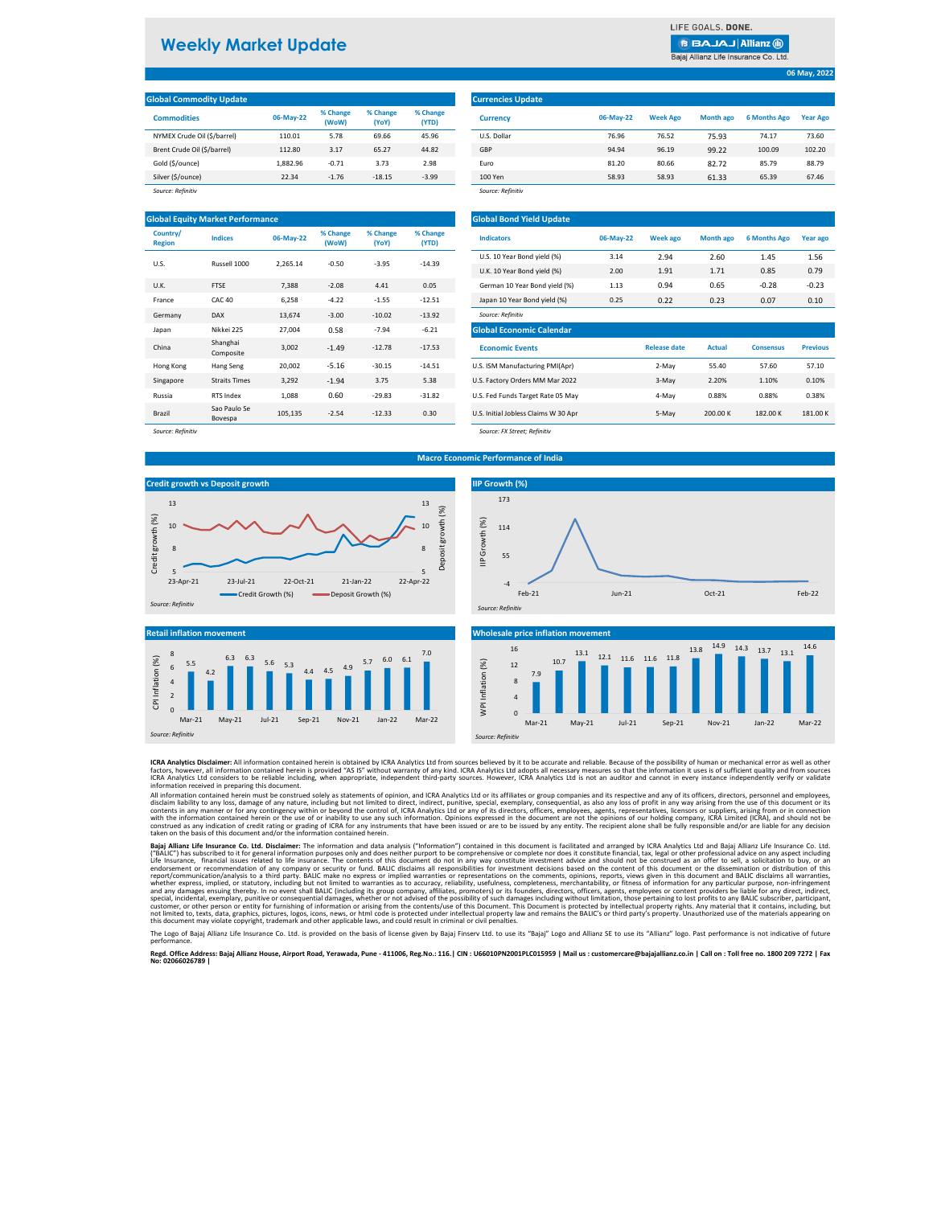# Weekly Market Update

LIFE GOALS. DONE.

BAJAJ Allianz

Bajaj Allianz Life Insurance Co. Ltd.

06 May, 2022

## Global Commodity Update

| Commodities | 06-May-22 | % Change (WoW) | % Change (YoY) | % Change (YTD) |
|---|---|---|---|---|
| NYMEX Crude Oil ($/barrel) | 110.01 | 5.78 | 69.66 | 45.96 |
| Brent Crude Oil ($/barrel) | 112.80 | 3.17 | 65.27 | 44.82 |
| Gold ($/ounce) | 1,882.96 | -0.71 | 3.73 | 2.98 |
| Silver ($/ounce) | 22.34 | -1.76 | -18.15 | -3.99 |

*Source: Refinitiv*

## Currencies Update

| Currency | 06-May-22 | Week Ago | Month ago | 6 Months Ago | Year Ago |
|---|---|---|---|---|---|
| U.S. Dollar | 76.96 | 76.52 | 75.93 | 74.17 | 73.60 |
| GBP | 94.94 | 96.19 | 99.22 | 100.09 | 102.20 |
| Euro | 81.20 | 80.66 | 82.72 | 85.79 | 88.79 |
| 100 Yen | 58.93 | 58.93 | 61.33 | 65.39 | 67.46 |

*Source: Refinitiv*

## Global Equity Market Performance

| Country/ Region | Indices | 06-May-22 | % Change (WoW) | % Change (YoY) | % Change (YTD) |
|---|---|---|---|---|---|
| U.S. | Russell 1000 | 2,265.14 | -0.50 | -3.95 | -14.39 |
| U.K. | FTSE | 7,388 | -2.08 | 4.41 | 0.05 |
| France | CAC 40 | 6,258 | -4.22 | -1.55 | -12.51 |
| Germany | DAX | 13,674 | -3.00 | -10.02 | -13.92 |
| Japan | Nikkei 225 | 27,004 | 0.58 | -7.94 | -6.21 |
| China | Shanghai Composite | 3,002 | -1.49 | -12.78 | -17.53 |
| Hong Kong | Hang Seng | 20,002 | -5.16 | -30.15 | -14.51 |
| Singapore | Straits Times | 3,292 | -1.94 | 3.75 | 5.38 |
| Russia | RTS Index | 1,088 | 0.60 | -29.83 | -31.82 |
| Brazil | Sao Paulo Se Bovespa | 105,135 | -2.54 | -12.33 | 0.30 |

*Source: Refinitiv*

## Global Bond Yield Update

| Indicators | 06-May-22 | Week ago | Month ago | 6 Months Ago | Year Ago |
|---|---|---|---|---|---|
| U.S. 10 Year Bond yield (%) | 3.14 | 2.94 | 2.60 | 1.45 | 1.56 |
| U.K. 10 Year Bond yield (%) | 2.00 | 1.91 | 1.71 | 0.85 | 0.79 |
| German 10 Year Bond yield (%) | 1.13 | 0.94 | 0.65 | -0.28 | -0.23 |
| Japan 10 Year Bond yield (%) | 0.25 | 0.22 | 0.23 | 0.07 | 0.10 |

*Source: Refinitiv*

## Global Economic Calendar

| Economic Events | Release date | Actual | Consensus | Previous |
|---|---|---|---|---|
| U.S. ISM Manufacturing PMI(Apr) | 2-May | 55.40 | 57.60 | 57.10 |
| U.S. Factory Orders MM Mar 2022 | 3-May | 2.20% | 1.10% | 0.10% |
| U.S. Fed Funds Target Rate 05 May | 4-May | 0.88% | 0.88% | 0.38% |
| U.S. Initial Jobless Claims W 30 Apr | 5-May | 200.00 K | 182.00 K | 181.00 K |

*Source: FX Street; Refinitiv*

## Macro Economic Performance of India

### Credit growth vs Deposit growth

Credit growth (%)
Deposit growth (%)
13
10
8
5
23-Apr-21
23-Jul-21
22-Oct-21
21-Jan-22
22-Apr-22
Credit Growth (%)
Deposit Growth (%)

*Source: Refinitiv*

### IIP Growth (%)

IIP Growth (%)
173
114
55
-4
Feb-21
Jun-21
Oct-21
Feb-22

*Source: Refinitiv*

### Retail inflation movement

CPI Inflation (%)
8
6
4
2
0
5.5
4.2
6.3
6.3
5.6
5.3
4.4
4.5
4.9
5.7
6.0
6.1
7.0
Mar-21
May-21
Jul-21
Sep-21
Nov-21
Jan-22
Mar-22

*Source: Refinitiv*

### Wholesale price inflation movement

WPI Inflation (%)
16
12
8
4
0
7.9
10.7
13.1
12.1
11.6
11.6
11.8
13.8
14.9
14.3
13.7
13.1
14.6
Mar-21
May-21
Jul-21
Sep-21
Nov-21
Jan-22
Mar-22

*Source: Refinitiv*

**ICRA Analytics Disclaimer:** All information contained herein is obtained by ICRA Analytics Ltd from sources believed by it to be accurate and reliable. Because of the possibility of human or mechanical error as well as other factors, however, all information contained herein is provided "AS IS" without warranty of any kind. ICRA Analytics Ltd adopts all necessary measures so that the information it uses is of sufficient quality and from sources ICRA Analytics Ltd considers to be reliable including, when appropriate, independent third-party sources. However, ICRA Analytics Ltd is not an auditor and cannot in every instance independently verify or validate information received in preparing this document.

All information contained herein must be construed solely as statements of opinion, and ICRA Analytics Ltd or its affiliates or group companies and its respective and any of its officers, directors, personnel and employees, disclaim liability to any loss, damage of any nature, including but not limited to direct, indirect, punitive, special, exemplary, consequential, as also any loss of profit in any way arising from the use of this document or its contents in any manner or for any contingency within or beyond the control of, ICRA Analytics Ltd or any of its directors, officers, employees, agents, representatives, licensors or suppliers, arising from or in connection with the information contained herein or the use of or inability to use any such information. Opinions expressed in the document are not the opinions of our holding company, ICRA Limited (ICRA), and should not be construed as any indication of credit rating or grading of ICRA for any instruments that have been issued or are to be issued by any entity. The recipient alone shall be fully responsible and/or are liable for any decision taken on the basis of this document and/or the information contained herein.

**Bajaj Allianz Life Insurance Co. Ltd. Disclaimer:** The information and data analysis ("Information") contained in this document is facilitated and arranged by ICRA Analytics Ltd and Bajaj Allianz Life Insurance Co. Ltd. ("BALIC") has subscribed to it for general information purposes only and does neither purport to be comprehensive or complete nor does it constitute financial, tax, legal or other professional advice on any aspect including Life Insurance, financial issues related to life insurance. The contents of this document do not in any way constitute investment advice and should not be construed as an offer to sell, a solicitation to buy, or an endorsement or recommendation of any company or security or fund. BALIC disclaims all responsibilities for investment decisions based on the content of this document or the dissemination or distribution of this report/communication/analysis to a third party. BALIC make no express or implied warranties or representations on the comments, opinions, reports, views given in this document and BALIC disclaims all warranties, whether express, implied, or statutory, including but not limited to warranties as to accuracy, reliability, usefulness, completeness, merchantability, or fitness of information for any particular purpose, non-infringement and any damages ensuing thereby. In no event shall BALIC (including its group company, affiliates, promoters) or its founders, directors, officers, agents, employees or content providers be liable for any direct, indirect, special, incidental, exemplary, punitive or consequential damages, whether or not advised of the possibility of such damages including without limitation, those pertaining to lost profits to any BALIC subscriber, participant, customer, or other person or entity for furnishing of information or arising from the contents/use of this Document. This Document is protected by intellectual property rights. Any material that it contains, including, but not limited to, texts, data, graphics, pictures, logos, icons, news, or html code is protected under intellectual property law and remains the BALIC's or third party's property. Unauthorized use of the materials appearing on this document may violate copyright, trademark and other applicable laws, and could result in criminal or civil penalties.

The Logo of Bajaj Allianz Life Insurance Co. Ltd. is provided on the basis of license given by Bajaj Finserv Ltd. to use its "Bajaj" Logo and Allianz SE to use its "Allianz" logo. Past performance is not indicative of future performance.

**Regd. Office Address: Bajaj Allianz House, Airport Road, Yerawada, Pune - 411006, Reg.No.: 116.| CIN : U66010PN2001PLC015959 | Mail us : customercare@bajajallianz.co.in | Call on : Toll free no. 1800 209 7272 | Fax No: 02066026789 |**